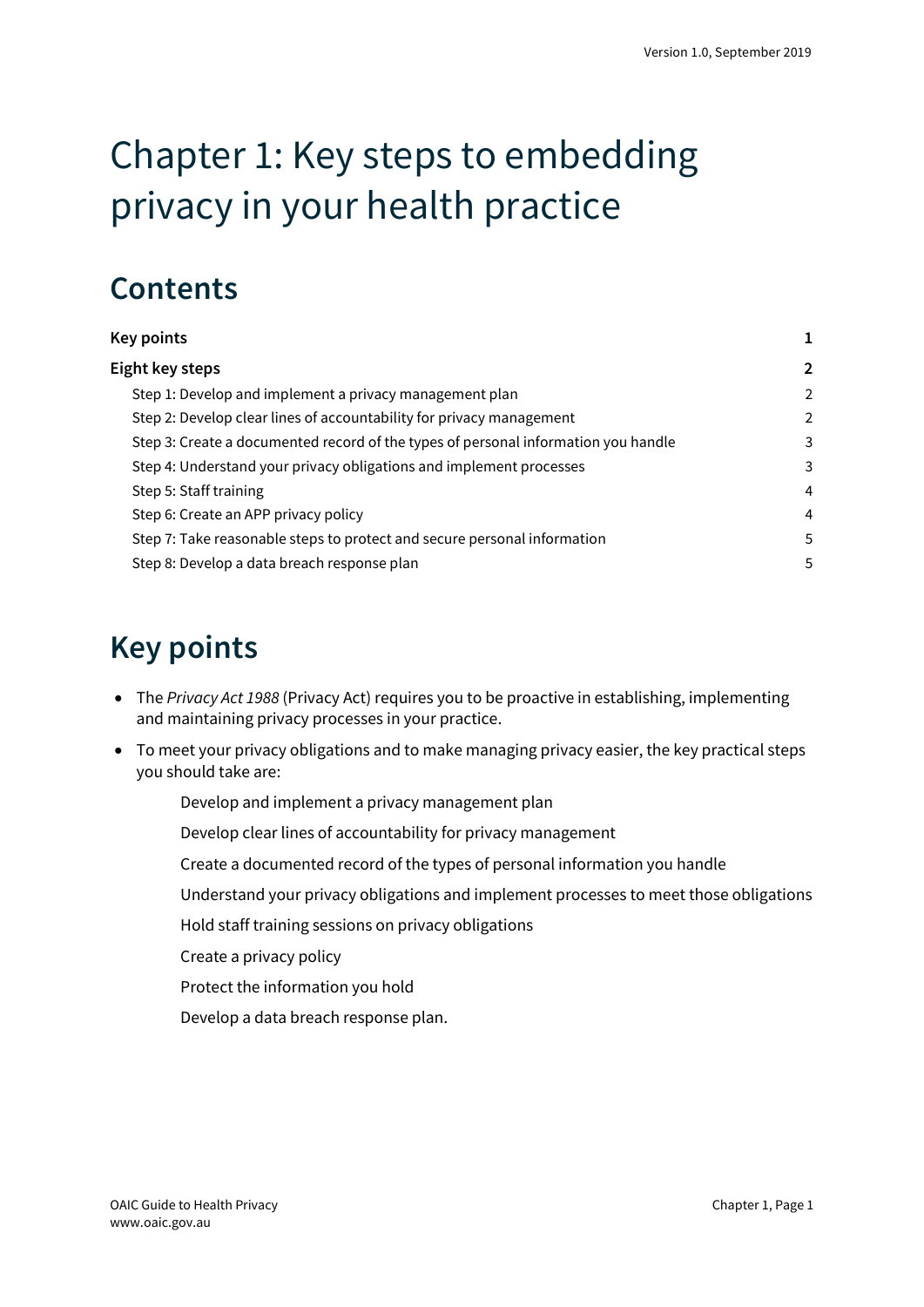# Chapter 1: Key steps to embedding privacy in your health practice

## Contents

| | |
|---|---|
| **Key points** | **1** |
| **Eight key steps** | **2** |
| Step 1: Develop and implement a privacy management plan | 2 |
| Step 2: Develop clear lines of accountability for privacy management | 2 |
| Step 3: Create a documented record of the types of personal information you handle | 3 |
| Step 4: Understand your privacy obligations and implement processes | 3 |
| Step 5: Staff training | 4 |
| Step 6: Create an APP privacy policy | 4 |
| Step 7: Take reasonable steps to protect and secure personal information | 5 |
| Step 8: Develop a data breach response plan | 5 |

## Key points

- The *Privacy Act 1988* (Privacy Act) requires you to be proactive in establishing, implementing and maintaining privacy processes in your practice.
- To meet your privacy obligations and to make managing privacy easier, the key practical steps you should take are:
  - Develop and implement a privacy management plan
  - Develop clear lines of accountability for privacy management
  - Create a documented record of the types of personal information you handle
  - Understand your privacy obligations and implement processes to meet those obligations
  - Hold staff training sessions on privacy obligations
  - Create a privacy policy
  - Protect the information you hold
  - Develop a data breach response plan.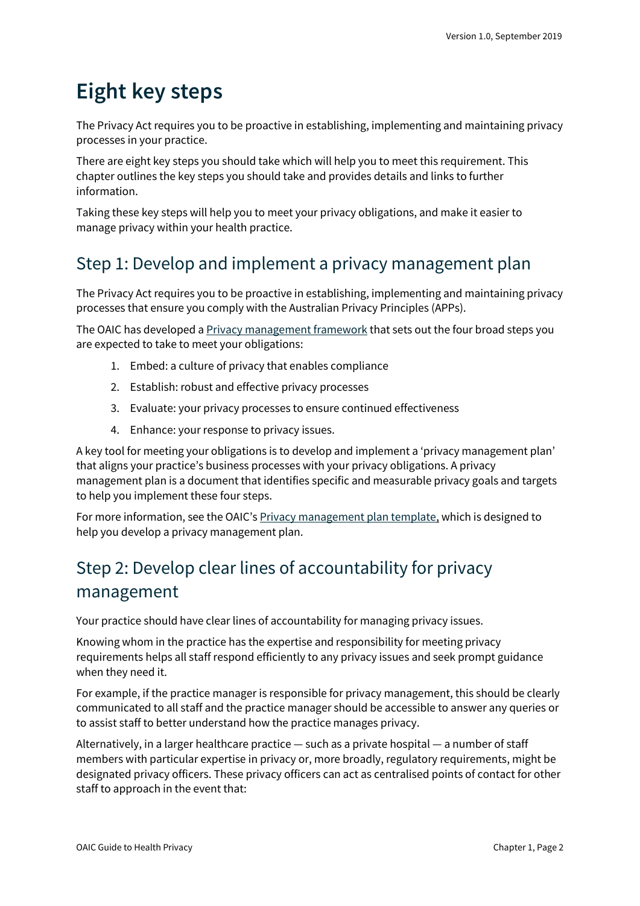# Eight key steps

The Privacy Act requires you to be proactive in establishing, implementing and maintaining privacy processes in your practice.

There are eight key steps you should take which will help you to meet this requirement. This chapter outlines the key steps you should take and provides details and links to further information.

Taking these key steps will help you to meet your privacy obligations, and make it easier to manage privacy within your health practice.

## Step 1: Develop and implement a privacy management plan

The Privacy Act requires you to be proactive in establishing, implementing and maintaining privacy processes that ensure you comply with the Australian Privacy Principles (APPs).

The OAIC has developed a Privacy management framework that sets out the four broad steps you are expected to take to meet your obligations:

1. Embed: a culture of privacy that enables compliance
2. Establish: robust and effective privacy processes
3. Evaluate: your privacy processes to ensure continued effectiveness
4. Enhance: your response to privacy issues.

A key tool for meeting your obligations is to develop and implement a 'privacy management plan' that aligns your practice's business processes with your privacy obligations. A privacy management plan is a document that identifies specific and measurable privacy goals and targets to help you implement these four steps.

For more information, see the OAIC's Privacy management plan template, which is designed to help you develop a privacy management plan.

## Step 2: Develop clear lines of accountability for privacy management

Your practice should have clear lines of accountability for managing privacy issues.

Knowing whom in the practice has the expertise and responsibility for meeting privacy requirements helps all staff respond efficiently to any privacy issues and seek prompt guidance when they need it.

For example, if the practice manager is responsible for privacy management, this should be clearly communicated to all staff and the practice manager should be accessible to answer any queries or to assist staff to better understand how the practice manages privacy.

Alternatively, in a larger healthcare practice — such as a private hospital — a number of staff members with particular expertise in privacy or, more broadly, regulatory requirements, might be designated privacy officers. These privacy officers can act as centralised points of contact for other staff to approach in the event that: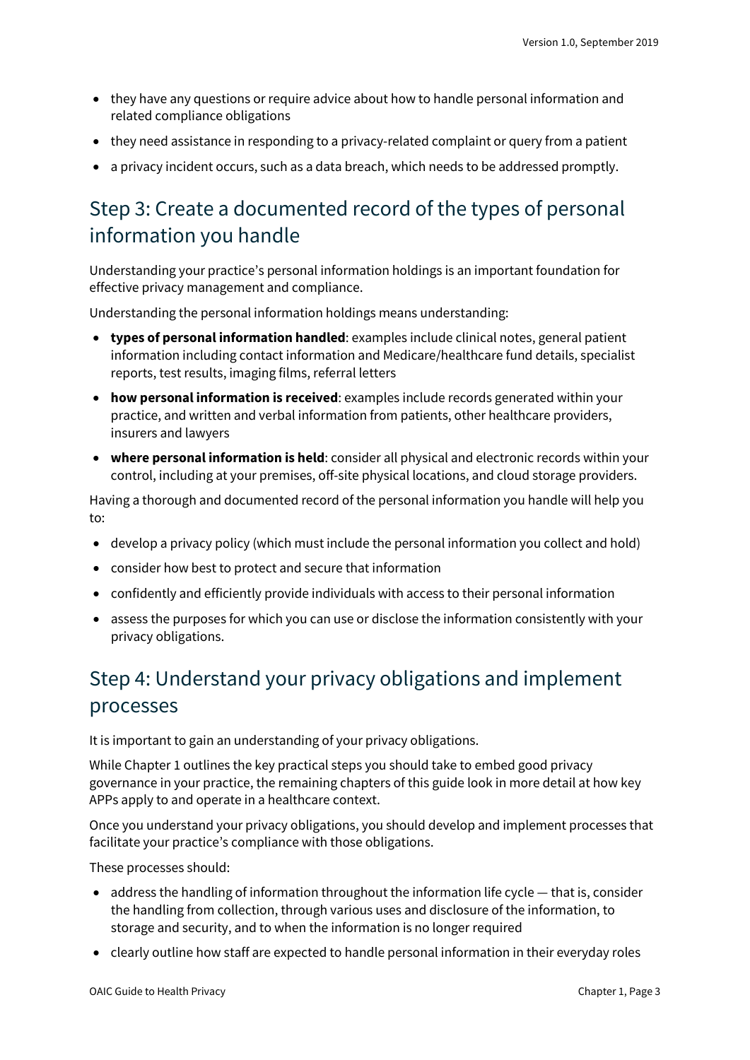- they have any questions or require advice about how to handle personal information and related compliance obligations
- they need assistance in responding to a privacy-related complaint or query from a patient
- a privacy incident occurs, such as a data breach, which needs to be addressed promptly.

## Step 3: Create a documented record of the types of personal information you handle

Understanding your practice's personal information holdings is an important foundation for effective privacy management and compliance.

Understanding the personal information holdings means understanding:

- **types of personal information handled**: examples include clinical notes, general patient information including contact information and Medicare/healthcare fund details, specialist reports, test results, imaging films, referral letters
- **how personal information is received**: examples include records generated within your practice, and written and verbal information from patients, other healthcare providers, insurers and lawyers
- **where personal information is held**: consider all physical and electronic records within your control, including at your premises, off-site physical locations, and cloud storage providers.

Having a thorough and documented record of the personal information you handle will help you to:

- develop a privacy policy (which must include the personal information you collect and hold)
- consider how best to protect and secure that information
- confidently and efficiently provide individuals with access to their personal information
- assess the purposes for which you can use or disclose the information consistently with your privacy obligations.

## Step 4: Understand your privacy obligations and implement processes

It is important to gain an understanding of your privacy obligations.

While Chapter 1 outlines the key practical steps you should take to embed good privacy governance in your practice, the remaining chapters of this guide look in more detail at how key APPs apply to and operate in a healthcare context.

Once you understand your privacy obligations, you should develop and implement processes that facilitate your practice's compliance with those obligations.

These processes should:

- address the handling of information throughout the information life cycle — that is, consider the handling from collection, through various uses and disclosure of the information, to storage and security, and to when the information is no longer required
- clearly outline how staff are expected to handle personal information in their everyday roles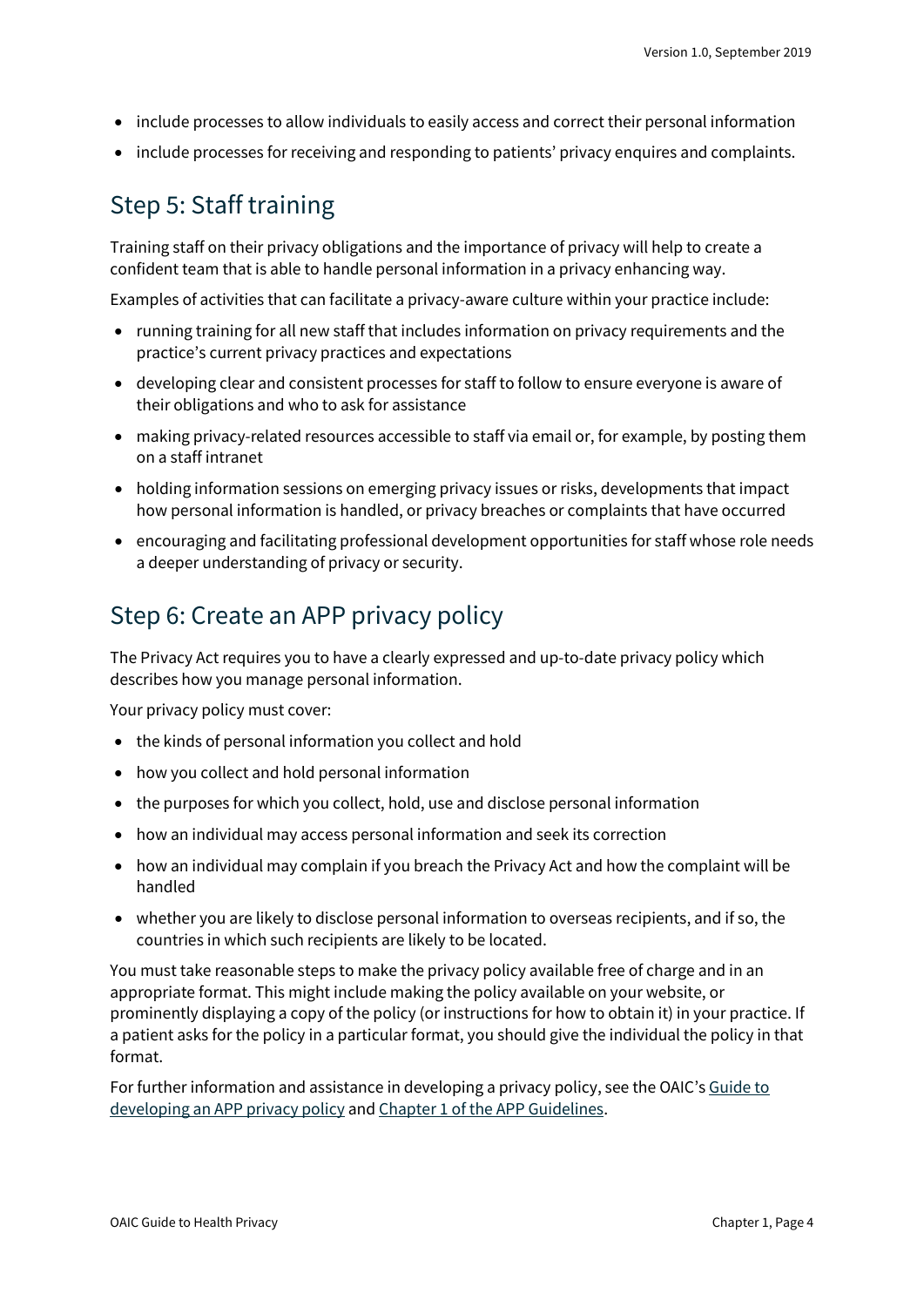- include processes to allow individuals to easily access and correct their personal information
- include processes for receiving and responding to patients' privacy enquires and complaints.

## Step 5: Staff training

Training staff on their privacy obligations and the importance of privacy will help to create a confident team that is able to handle personal information in a privacy enhancing way.

Examples of activities that can facilitate a privacy-aware culture within your practice include:

- running training for all new staff that includes information on privacy requirements and the practice's current privacy practices and expectations
- developing clear and consistent processes for staff to follow to ensure everyone is aware of their obligations and who to ask for assistance
- making privacy-related resources accessible to staff via email or, for example, by posting them on a staff intranet
- holding information sessions on emerging privacy issues or risks, developments that impact how personal information is handled, or privacy breaches or complaints that have occurred
- encouraging and facilitating professional development opportunities for staff whose role needs a deeper understanding of privacy or security.

## Step 6: Create an APP privacy policy

The Privacy Act requires you to have a clearly expressed and up-to-date privacy policy which describes how you manage personal information.

Your privacy policy must cover:

- the kinds of personal information you collect and hold
- how you collect and hold personal information
- the purposes for which you collect, hold, use and disclose personal information
- how an individual may access personal information and seek its correction
- how an individual may complain if you breach the Privacy Act and how the complaint will be handled
- whether you are likely to disclose personal information to overseas recipients, and if so, the countries in which such recipients are likely to be located.

You must take reasonable steps to make the privacy policy available free of charge and in an appropriate format. This might include making the policy available on your website, or prominently displaying a copy of the policy (or instructions for how to obtain it) in your practice. If a patient asks for the policy in a particular format, you should give the individual the policy in that format.

For further information and assistance in developing a privacy policy, see the OAIC's Guide to developing an APP privacy policy and Chapter 1 of the APP Guidelines.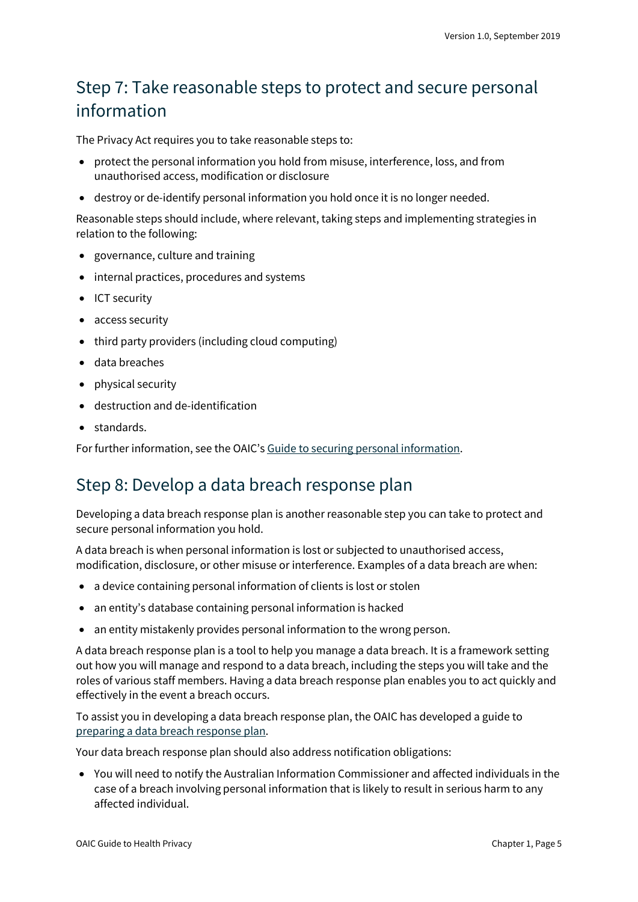## Step 7: Take reasonable steps to protect and secure personal information

The Privacy Act requires you to take reasonable steps to:

- protect the personal information you hold from misuse, interference, loss, and from unauthorised access, modification or disclosure
- destroy or de-identify personal information you hold once it is no longer needed.

Reasonable steps should include, where relevant, taking steps and implementing strategies in relation to the following:

- governance, culture and training
- internal practices, procedures and systems
- ICT security
- access security
- third party providers (including cloud computing)
- data breaches
- physical security
- destruction and de-identification
- standards.

For further information, see the OAIC's Guide to securing personal information.

## Step 8: Develop a data breach response plan

Developing a data breach response plan is another reasonable step you can take to protect and secure personal information you hold.

A data breach is when personal information is lost or subjected to unauthorised access, modification, disclosure, or other misuse or interference. Examples of a data breach are when:

- a device containing personal information of clients is lost or stolen
- an entity's database containing personal information is hacked
- an entity mistakenly provides personal information to the wrong person.

A data breach response plan is a tool to help you manage a data breach. It is a framework setting out how you will manage and respond to a data breach, including the steps you will take and the roles of various staff members. Having a data breach response plan enables you to act quickly and effectively in the event a breach occurs.

To assist you in developing a data breach response plan, the OAIC has developed a guide to preparing a data breach response plan.

Your data breach response plan should also address notification obligations:

- You will need to notify the Australian Information Commissioner and affected individuals in the case of a breach involving personal information that is likely to result in serious harm to any affected individual.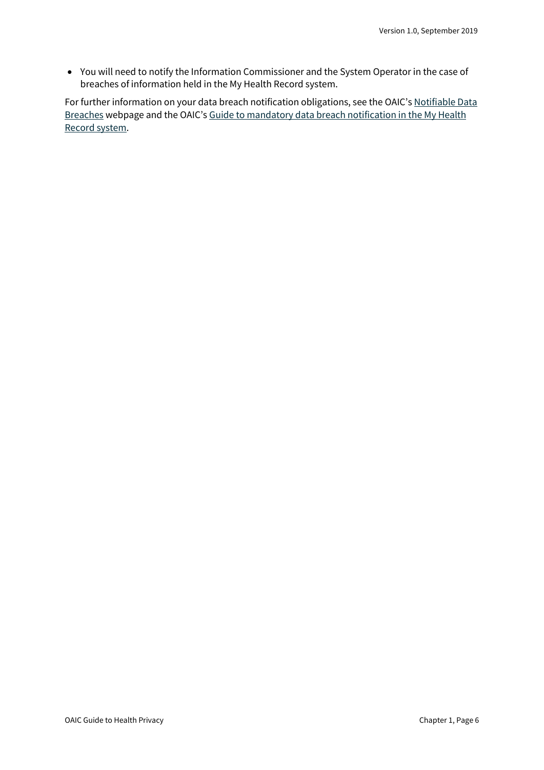- You will need to notify the Information Commissioner and the System Operator in the case of breaches of information held in the My Health Record system.

For further information on your data breach notification obligations, see the OAIC's Notifiable Data Breaches webpage and the OAIC's Guide to mandatory data breach notification in the My Health Record system.